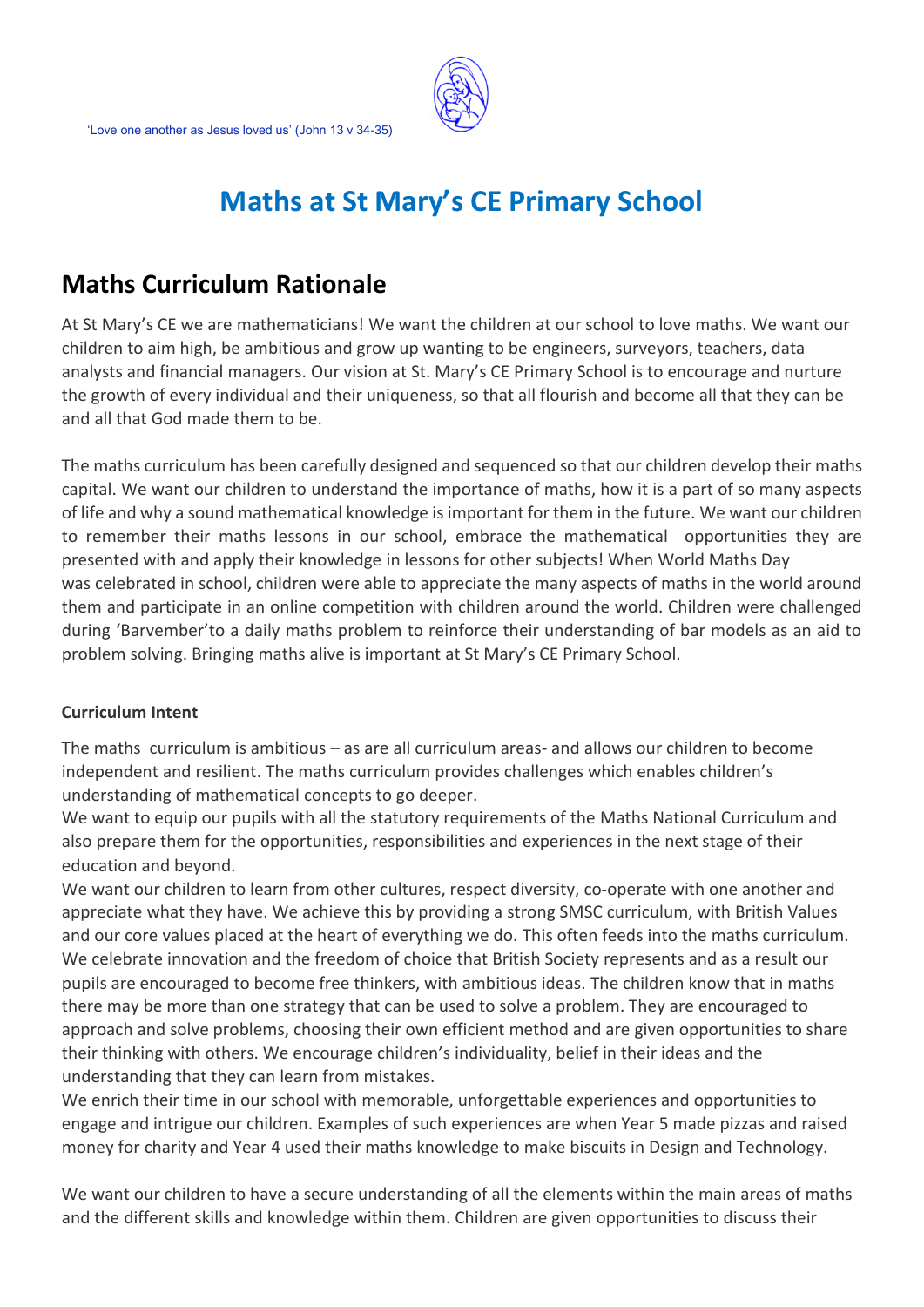'Love one another as Jesus loved us' (John 13 v 34-35)

# Maths at St Mary's CE Primary School

## Maths Curriculum Rationale

At St Mary's CE we are mathematicians! We want the children at our school to love maths. We want our children to aim high, be ambitious and grow up wanting to be engineers, surveyors, teachers, data analysts and financial managers. Our vision at St. Mary's CE Primary School is to encourage and nurture the growth of every individual and their uniqueness, so that all flourish and become all that they can be and all that God made them to be.

The maths curriculum has been carefully designed and sequenced so that our children develop their maths capital. We want our children to understand the importance of maths, how it is a part of so many aspects of life and why a sound mathematical knowledge is important for them in the future. We want our children to remember their maths lessons in our school, embrace the mathematical opportunities they are presented with and apply their knowledge in lessons for other subjects! When World Maths Day was celebrated in school, children were able to appreciate the many aspects of maths in the world around them and participate in an online competition with children around the world. Children were challenged during 'Barvember'to a daily maths problem to reinforce their understanding of bar models as an aid to problem solving. Bringing maths alive is important at St Mary's CE Primary School.

**Curriculum Intent**

The maths curriculum is ambitious – as are all curriculum areas- and allows our children to become independent and resilient. The maths curriculum provides challenges which enables children's understanding of mathematical concepts to go deeper.
We want to equip our pupils with all the statutory requirements of the Maths National Curriculum and also prepare them for the opportunities, responsibilities and experiences in the next stage of their education and beyond.
We want our children to learn from other cultures, respect diversity, co-operate with one another and appreciate what they have. We achieve this by providing a strong SMSC curriculum, with British Values and our core values placed at the heart of everything we do. This often feeds into the maths curriculum. We celebrate innovation and the freedom of choice that British Society represents and as a result our pupils are encouraged to become free thinkers, with ambitious ideas. The children know that in maths there may be more than one strategy that can be used to solve a problem. They are encouraged to approach and solve problems, choosing their own efficient method and are given opportunities to share their thinking with others. We encourage children's individuality, belief in their ideas and the understanding that they can learn from mistakes.
We enrich their time in our school with memorable, unforgettable experiences and opportunities to engage and intrigue our children. Examples of such experiences are when Year 5 made pizzas and raised money for charity and Year 4 used their maths knowledge to make biscuits in Design and Technology.

We want our children to have a secure understanding of all the elements within the main areas of maths and the different skills and knowledge within them. Children are given opportunities to discuss their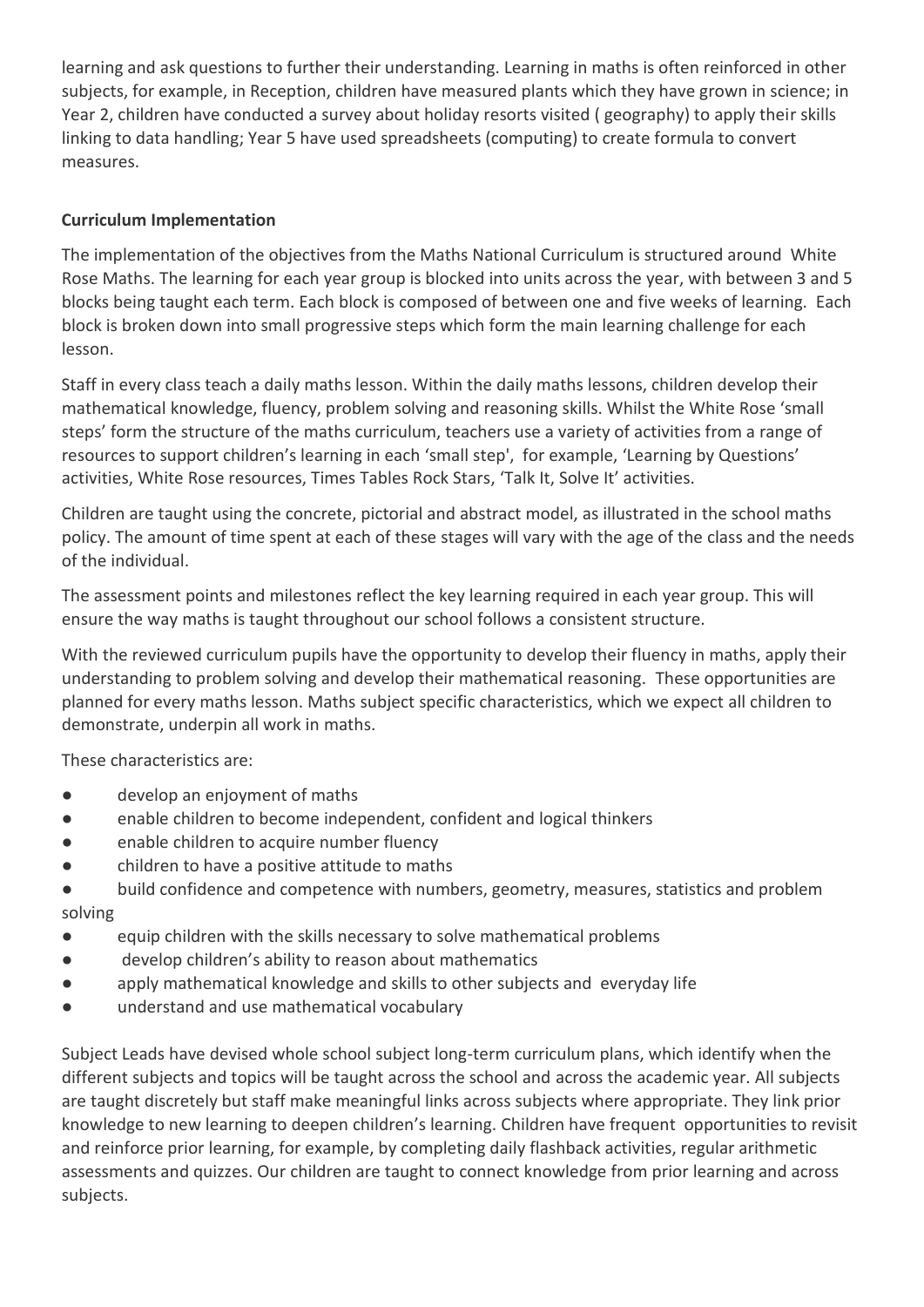learning and ask questions to further their understanding. Learning in maths is often reinforced in other subjects, for example, in Reception, children have measured plants which they have grown in science; in Year 2, children have conducted a survey about holiday resorts visited ( geography) to apply their skills linking to data handling; Year 5 have used spreadsheets (computing) to create formula to convert measures.

**Curriculum Implementation**

The implementation of the objectives from the Maths National Curriculum is structured around White Rose Maths. The learning for each year group is blocked into units across the year, with between 3 and 5 blocks being taught each term. Each block is composed of between one and five weeks of learning. Each block is broken down into small progressive steps which form the main learning challenge for each lesson.

Staff in every class teach a daily maths lesson. Within the daily maths lessons, children develop their mathematical knowledge, fluency, problem solving and reasoning skills. Whilst the White Rose 'small steps' form the structure of the maths curriculum, teachers use a variety of activities from a range of resources to support children's learning in each 'small step', for example, 'Learning by Questions' activities, White Rose resources, Times Tables Rock Stars, 'Talk It, Solve It' activities.

Children are taught using the concrete, pictorial and abstract model, as illustrated in the school maths policy. The amount of time spent at each of these stages will vary with the age of the class and the needs of the individual.

The assessment points and milestones reflect the key learning required in each year group. This will ensure the way maths is taught throughout our school follows a consistent structure.

With the reviewed curriculum pupils have the opportunity to develop their fluency in maths, apply their understanding to problem solving and develop their mathematical reasoning. These opportunities are planned for every maths lesson. Maths subject specific characteristics, which we expect all children to demonstrate, underpin all work in maths.

These characteristics are:

- develop an enjoyment of maths
- enable children to become independent, confident and logical thinkers
- enable children to acquire number fluency
- children to have a positive attitude to maths
- build confidence and competence with numbers, geometry, measures, statistics and problem solving
- equip children with the skills necessary to solve mathematical problems
- develop children's ability to reason about mathematics
- apply mathematical knowledge and skills to other subjects and everyday life
- understand and use mathematical vocabulary

Subject Leads have devised whole school subject long-term curriculum plans, which identify when the different subjects and topics will be taught across the school and across the academic year. All subjects are taught discretely but staff make meaningful links across subjects where appropriate. They link prior knowledge to new learning to deepen children's learning. Children have frequent opportunities to revisit and reinforce prior learning, for example, by completing daily flashback activities, regular arithmetic assessments and quizzes. Our children are taught to connect knowledge from prior learning and across subjects.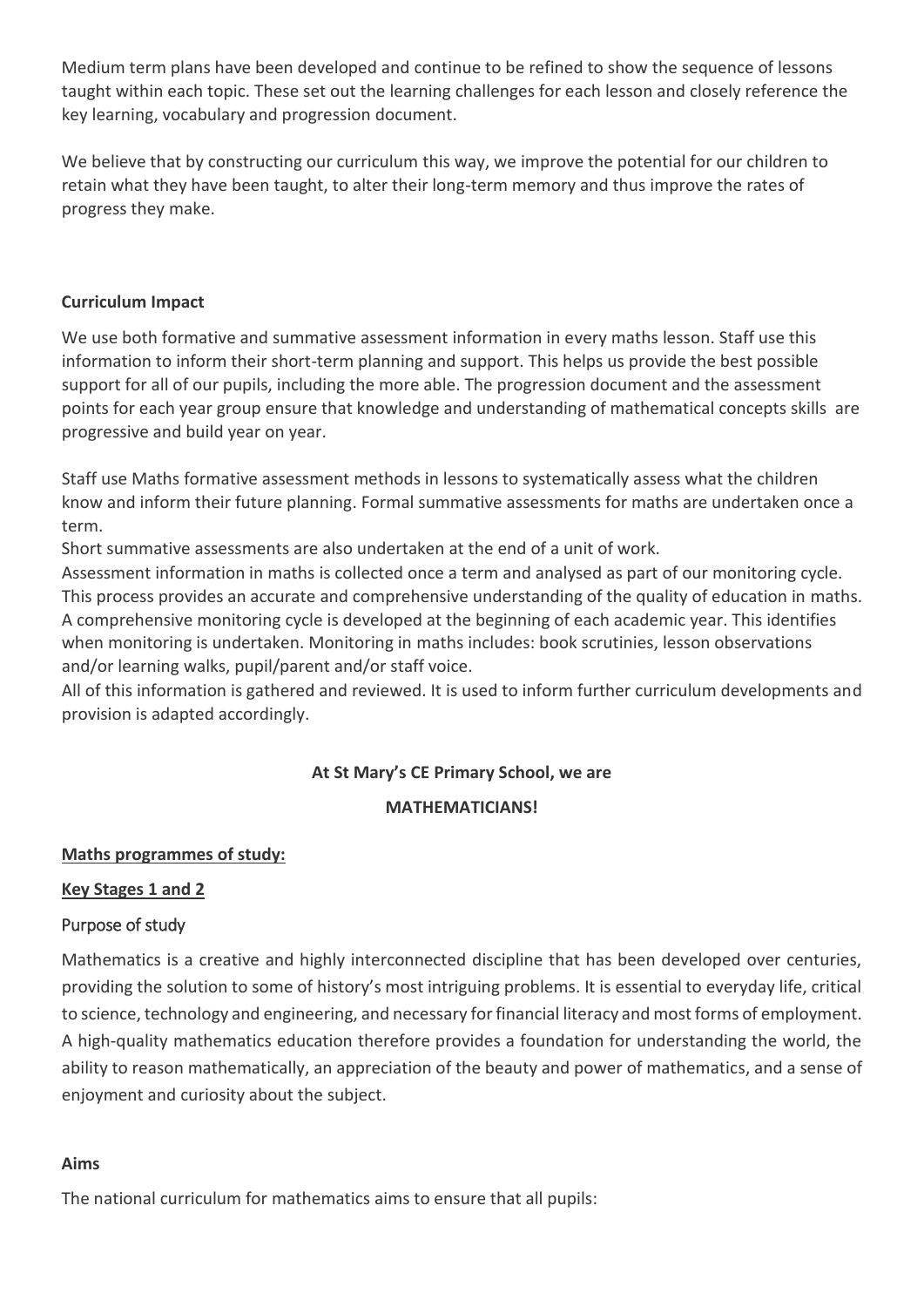Medium term plans have been developed and continue to be refined to show the sequence of lessons taught within each topic. These set out the learning challenges for each lesson and closely reference the key learning, vocabulary and progression document.

We believe that by constructing our curriculum this way, we improve the potential for our children to retain what they have been taught, to alter their long-term memory and thus improve the rates of progress they make.

**Curriculum Impact**

We use both formative and summative assessment information in every maths lesson. Staff use this information to inform their short-term planning and support. This helps us provide the best possible support for all of our pupils, including the more able. The progression document and the assessment points for each year group ensure that knowledge and understanding of mathematical concepts skills are progressive and build year on year.

Staff use Maths formative assessment methods in lessons to systematically assess what the children know and inform their future planning. Formal summative assessments for maths are undertaken once a term.

Short summative assessments are also undertaken at the end of a unit of work.

Assessment information in maths is collected once a term and analysed as part of our monitoring cycle. This process provides an accurate and comprehensive understanding of the quality of education in maths. A comprehensive monitoring cycle is developed at the beginning of each academic year. This identifies when monitoring is undertaken. Monitoring in maths includes: book scrutinies, lesson observations and/or learning walks, pupil/parent and/or staff voice.

All of this information is gathered and reviewed. It is used to inform further curriculum developments and provision is adapted accordingly.

**At St Mary's CE Primary School, we are**

**MATHEMATICIANS!**

**Maths programmes of study:**

**Key Stages 1 and 2**

## Purpose of study

Mathematics is a creative and highly interconnected discipline that has been developed over centuries, providing the solution to some of history's most intriguing problems. It is essential to everyday life, critical to science, technology and engineering, and necessary for financial literacy and most forms of employment. A high-quality mathematics education therefore provides a foundation for understanding the world, the ability to reason mathematically, an appreciation of the beauty and power of mathematics, and a sense of enjoyment and curiosity about the subject.

**Aims**

The national curriculum for mathematics aims to ensure that all pupils: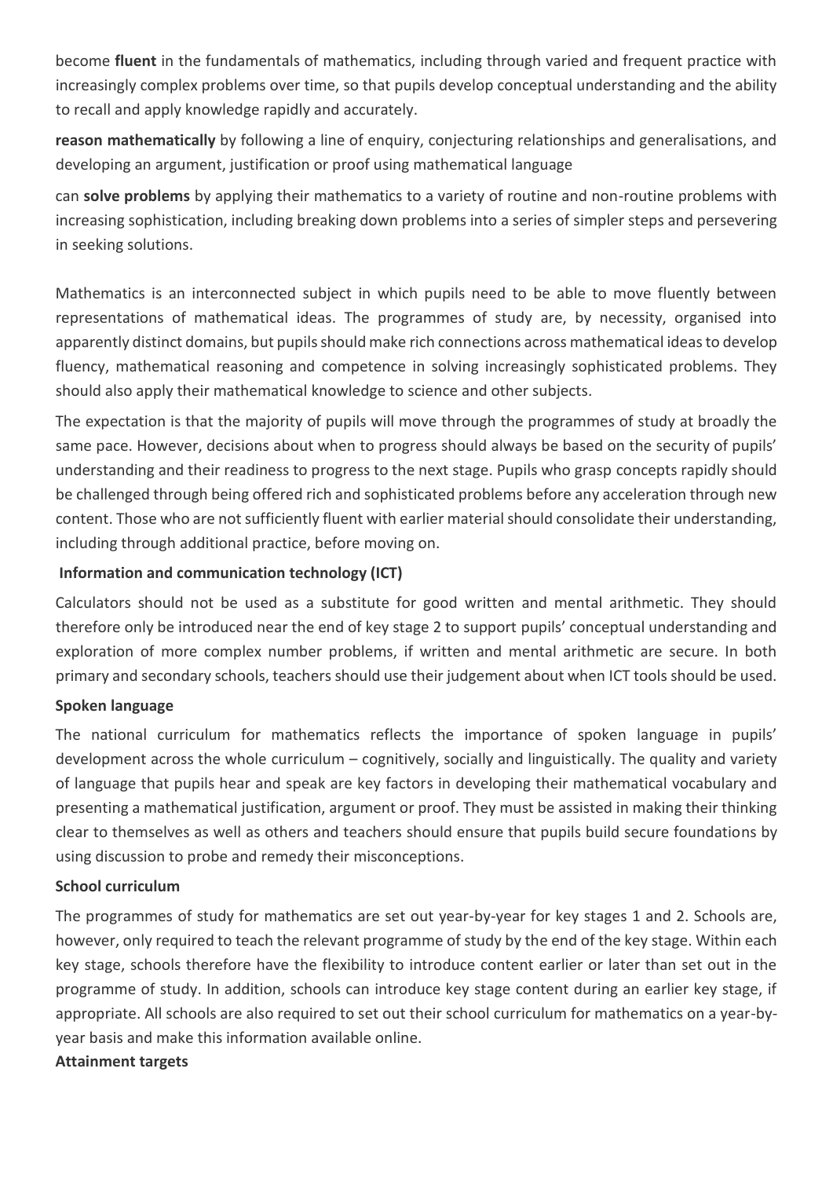become **fluent** in the fundamentals of mathematics, including through varied and frequent practice with increasingly complex problems over time, so that pupils develop conceptual understanding and the ability to recall and apply knowledge rapidly and accurately.

**reason mathematically** by following a line of enquiry, conjecturing relationships and generalisations, and developing an argument, justification or proof using mathematical language

can **solve problems** by applying their mathematics to a variety of routine and non-routine problems with increasing sophistication, including breaking down problems into a series of simpler steps and persevering in seeking solutions.

Mathematics is an interconnected subject in which pupils need to be able to move fluently between representations of mathematical ideas. The programmes of study are, by necessity, organised into apparently distinct domains, but pupils should make rich connections across mathematical ideas to develop fluency, mathematical reasoning and competence in solving increasingly sophisticated problems. They should also apply their mathematical knowledge to science and other subjects.

The expectation is that the majority of pupils will move through the programmes of study at broadly the same pace. However, decisions about when to progress should always be based on the security of pupils' understanding and their readiness to progress to the next stage. Pupils who grasp concepts rapidly should be challenged through being offered rich and sophisticated problems before any acceleration through new content. Those who are not sufficiently fluent with earlier material should consolidate their understanding, including through additional practice, before moving on.

**Information and communication technology (ICT)**

Calculators should not be used as a substitute for good written and mental arithmetic. They should therefore only be introduced near the end of key stage 2 to support pupils' conceptual understanding and exploration of more complex number problems, if written and mental arithmetic are secure. In both primary and secondary schools, teachers should use their judgement about when ICT tools should be used.

**Spoken language**

The national curriculum for mathematics reflects the importance of spoken language in pupils' development across the whole curriculum – cognitively, socially and linguistically. The quality and variety of language that pupils hear and speak are key factors in developing their mathematical vocabulary and presenting a mathematical justification, argument or proof. They must be assisted in making their thinking clear to themselves as well as others and teachers should ensure that pupils build secure foundations by using discussion to probe and remedy their misconceptions.

**School curriculum**

The programmes of study for mathematics are set out year-by-year for key stages 1 and 2. Schools are, however, only required to teach the relevant programme of study by the end of the key stage. Within each key stage, schools therefore have the flexibility to introduce content earlier or later than set out in the programme of study. In addition, schools can introduce key stage content during an earlier key stage, if appropriate. All schools are also required to set out their school curriculum for mathematics on a year-by-year basis and make this information available online.

**Attainment targets**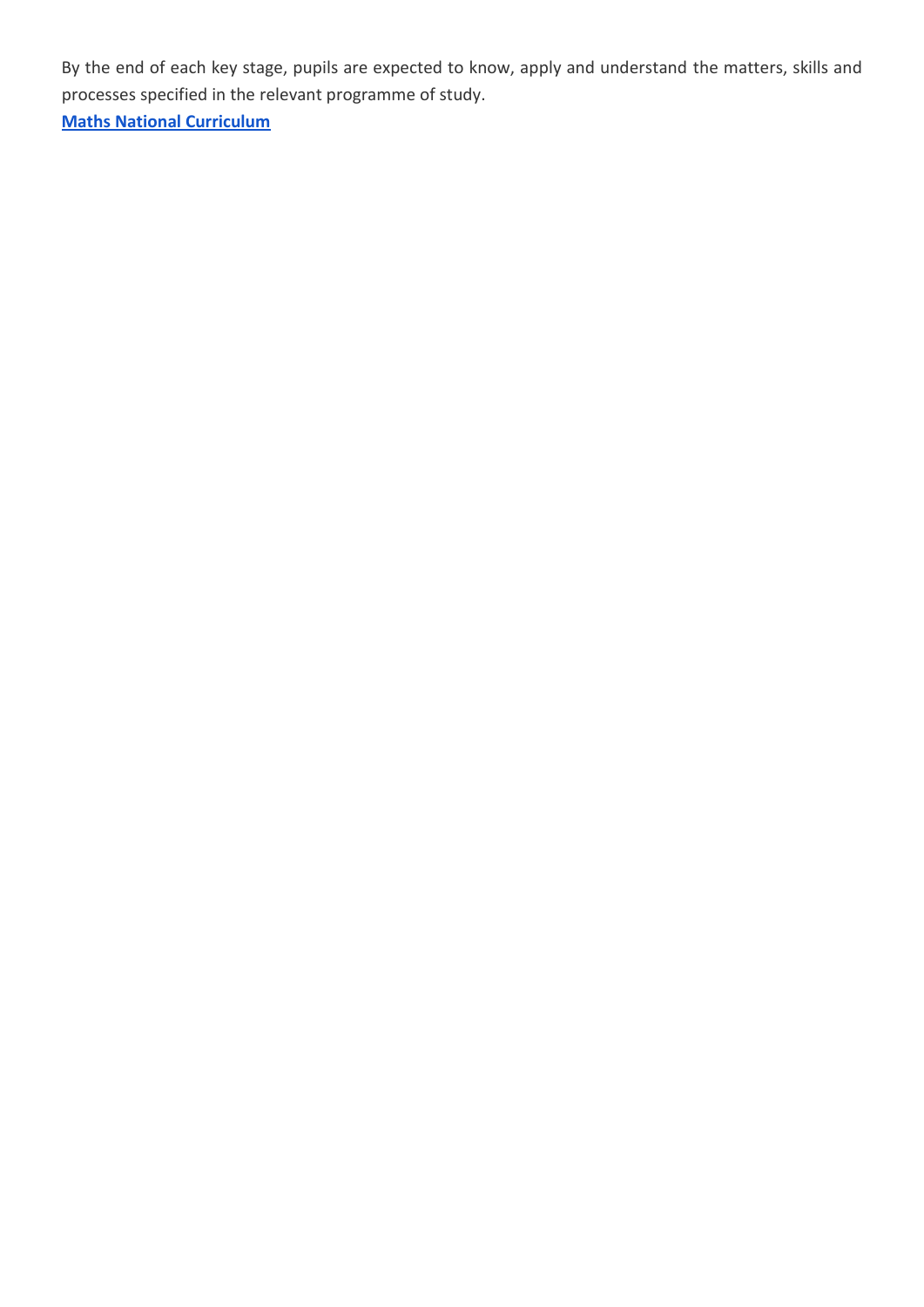By the end of each key stage, pupils are expected to know, apply and understand the matters, skills and processes specified in the relevant programme of study.

**Maths National Curriculum**